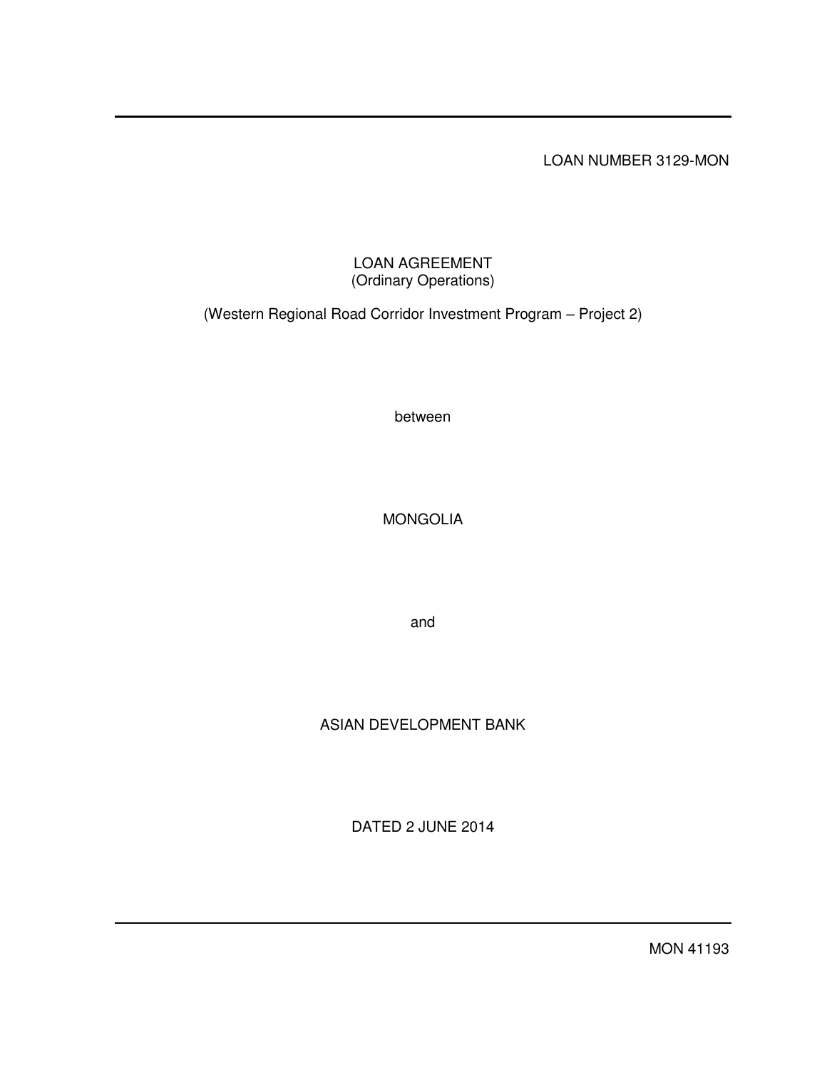LOAN NUMBER 3129-MON

# LOAN AGREEMENT
(Ordinary Operations)

(Western Regional Road Corridor Investment Program – Project 2)

between

MONGOLIA

and

ASIAN DEVELOPMENT BANK

DATED 2 JUNE 2014

MON 41193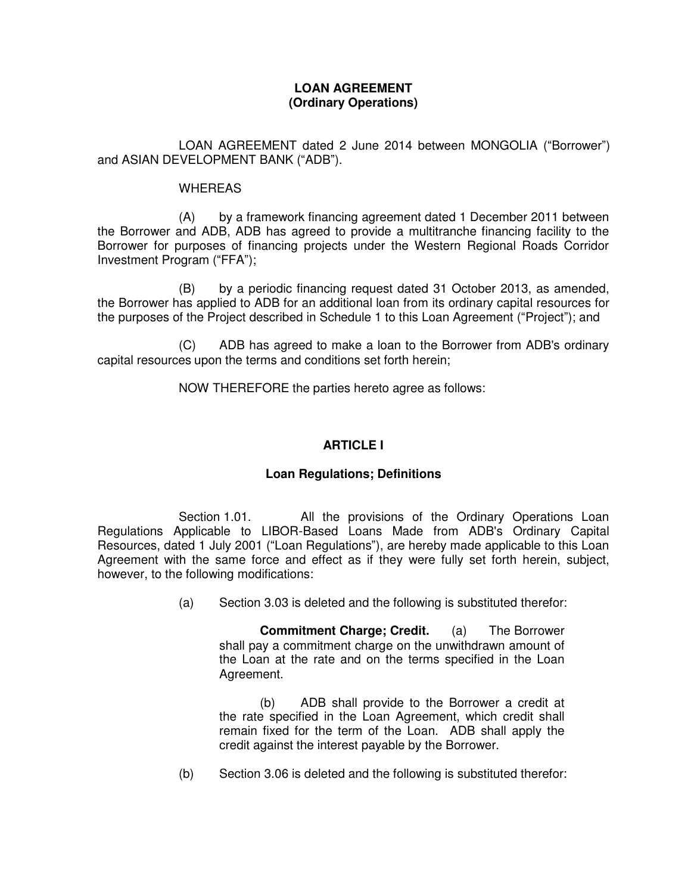**LOAN AGREEMENT**
**(Ordinary Operations)**

LOAN AGREEMENT dated 2 June 2014 between MONGOLIA ("Borrower") and ASIAN DEVELOPMENT BANK ("ADB").

WHEREAS

(A) by a framework financing agreement dated 1 December 2011 between the Borrower and ADB, ADB has agreed to provide a multitranche financing facility to the Borrower for purposes of financing projects under the Western Regional Roads Corridor Investment Program ("FFA");

(B) by a periodic financing request dated 31 October 2013, as amended, the Borrower has applied to ADB for an additional loan from its ordinary capital resources for the purposes of the Project described in Schedule 1 to this Loan Agreement ("Project"); and

(C) ADB has agreed to make a loan to the Borrower from ADB's ordinary capital resources upon the terms and conditions set forth herein;

NOW THEREFORE the parties hereto agree as follows:

## ARTICLE I

### Loan Regulations; Definitions

Section 1.01. All the provisions of the Ordinary Operations Loan Regulations Applicable to LIBOR-Based Loans Made from ADB's Ordinary Capital Resources, dated 1 July 2001 ("Loan Regulations"), are hereby made applicable to this Loan Agreement with the same force and effect as if they were fully set forth herein, subject, however, to the following modifications:

(a) Section 3.03 is deleted and the following is substituted therefor:

> **Commitment Charge; Credit.** (a) The Borrower shall pay a commitment charge on the unwithdrawn amount of the Loan at the rate and on the terms specified in the Loan Agreement.
>
> (b) ADB shall provide to the Borrower a credit at the rate specified in the Loan Agreement, which credit shall remain fixed for the term of the Loan. ADB shall apply the credit against the interest payable by the Borrower.

(b) Section 3.06 is deleted and the following is substituted therefor: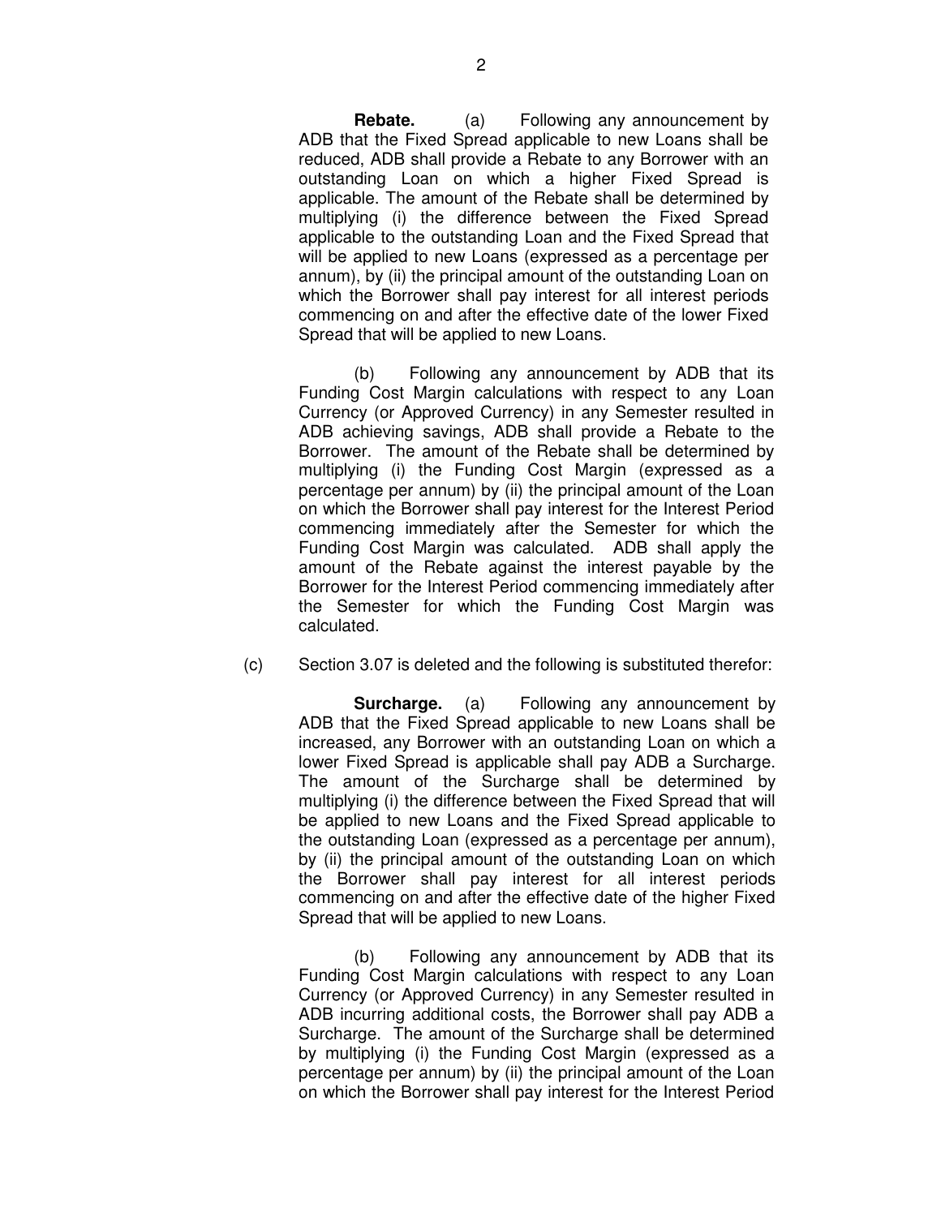**Rebate.** (a) Following any announcement by ADB that the Fixed Spread applicable to new Loans shall be reduced, ADB shall provide a Rebate to any Borrower with an outstanding Loan on which a higher Fixed Spread is applicable. The amount of the Rebate shall be determined by multiplying (i) the difference between the Fixed Spread applicable to the outstanding Loan and the Fixed Spread that will be applied to new Loans (expressed as a percentage per annum), by (ii) the principal amount of the outstanding Loan on which the Borrower shall pay interest for all interest periods commencing on and after the effective date of the lower Fixed Spread that will be applied to new Loans.

(b) Following any announcement by ADB that its Funding Cost Margin calculations with respect to any Loan Currency (or Approved Currency) in any Semester resulted in ADB achieving savings, ADB shall provide a Rebate to the Borrower. The amount of the Rebate shall be determined by multiplying (i) the Funding Cost Margin (expressed as a percentage per annum) by (ii) the principal amount of the Loan on which the Borrower shall pay interest for the Interest Period commencing immediately after the Semester for which the Funding Cost Margin was calculated. ADB shall apply the amount of the Rebate against the interest payable by the Borrower for the Interest Period commencing immediately after the Semester for which the Funding Cost Margin was calculated.

(c) Section 3.07 is deleted and the following is substituted therefor:

**Surcharge.** (a) Following any announcement by ADB that the Fixed Spread applicable to new Loans shall be increased, any Borrower with an outstanding Loan on which a lower Fixed Spread is applicable shall pay ADB a Surcharge. The amount of the Surcharge shall be determined by multiplying (i) the difference between the Fixed Spread that will be applied to new Loans and the Fixed Spread applicable to the outstanding Loan (expressed as a percentage per annum), by (ii) the principal amount of the outstanding Loan on which the Borrower shall pay interest for all interest periods commencing on and after the effective date of the higher Fixed Spread that will be applied to new Loans.

(b) Following any announcement by ADB that its Funding Cost Margin calculations with respect to any Loan Currency (or Approved Currency) in any Semester resulted in ADB incurring additional costs, the Borrower shall pay ADB a Surcharge. The amount of the Surcharge shall be determined by multiplying (i) the Funding Cost Margin (expressed as a percentage per annum) by (ii) the principal amount of the Loan on which the Borrower shall pay interest for the Interest Period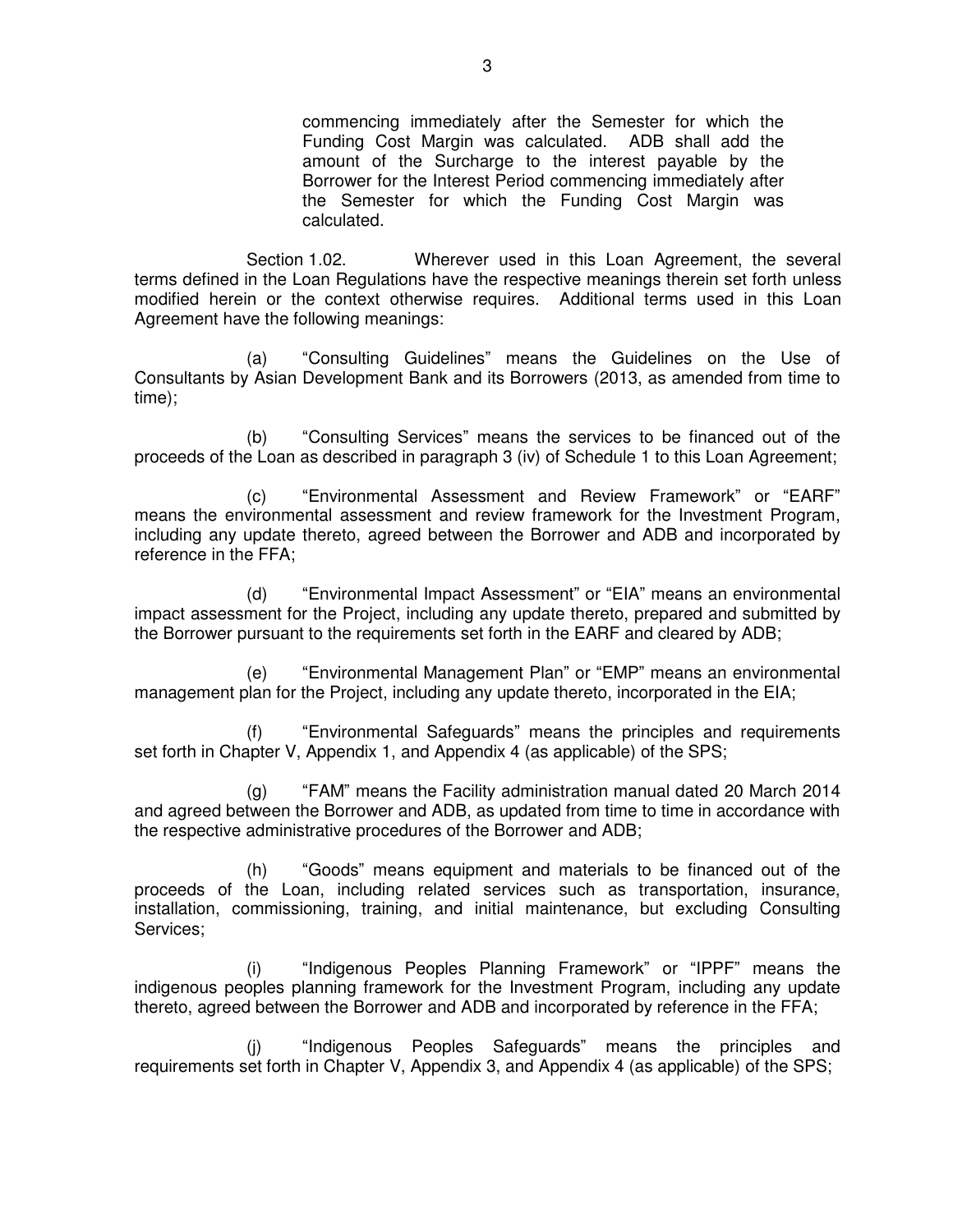commencing immediately after the Semester for which the Funding Cost Margin was calculated. ADB shall add the amount of the Surcharge to the interest payable by the Borrower for the Interest Period commencing immediately after the Semester for which the Funding Cost Margin was calculated.

Section 1.02. Wherever used in this Loan Agreement, the several terms defined in the Loan Regulations have the respective meanings therein set forth unless modified herein or the context otherwise requires. Additional terms used in this Loan Agreement have the following meanings:

(a) "Consulting Guidelines" means the Guidelines on the Use of Consultants by Asian Development Bank and its Borrowers (2013, as amended from time to time);

(b) "Consulting Services" means the services to be financed out of the proceeds of the Loan as described in paragraph 3 (iv) of Schedule 1 to this Loan Agreement;

(c) "Environmental Assessment and Review Framework" or "EARF" means the environmental assessment and review framework for the Investment Program, including any update thereto, agreed between the Borrower and ADB and incorporated by reference in the FFA;

(d) "Environmental Impact Assessment" or "EIA" means an environmental impact assessment for the Project, including any update thereto, prepared and submitted by the Borrower pursuant to the requirements set forth in the EARF and cleared by ADB;

(e) "Environmental Management Plan" or "EMP" means an environmental management plan for the Project, including any update thereto, incorporated in the EIA;

(f) "Environmental Safeguards" means the principles and requirements set forth in Chapter V, Appendix 1, and Appendix 4 (as applicable) of the SPS;

(g) "FAM" means the Facility administration manual dated 20 March 2014 and agreed between the Borrower and ADB, as updated from time to time in accordance with the respective administrative procedures of the Borrower and ADB;

(h) "Goods" means equipment and materials to be financed out of the proceeds of the Loan, including related services such as transportation, insurance, installation, commissioning, training, and initial maintenance, but excluding Consulting Services;

(i) "Indigenous Peoples Planning Framework" or "IPPF" means the indigenous peoples planning framework for the Investment Program, including any update thereto, agreed between the Borrower and ADB and incorporated by reference in the FFA;

(j) "Indigenous Peoples Safeguards" means the principles and requirements set forth in Chapter V, Appendix 3, and Appendix 4 (as applicable) of the SPS;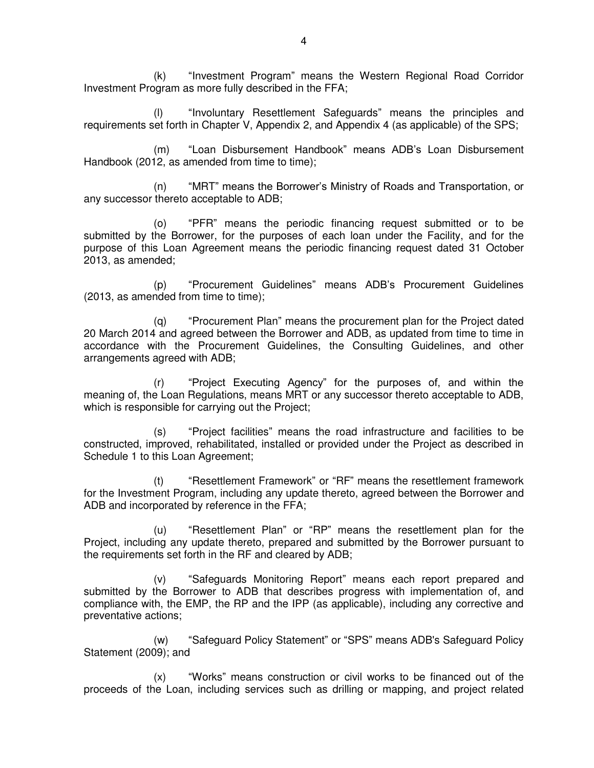(k) "Investment Program" means the Western Regional Road Corridor Investment Program as more fully described in the FFA;

(l) "Involuntary Resettlement Safeguards" means the principles and requirements set forth in Chapter V, Appendix 2, and Appendix 4 (as applicable) of the SPS;

(m) "Loan Disbursement Handbook" means ADB's Loan Disbursement Handbook (2012, as amended from time to time);

(n) "MRT" means the Borrower's Ministry of Roads and Transportation, or any successor thereto acceptable to ADB;

(o) "PFR" means the periodic financing request submitted or to be submitted by the Borrower, for the purposes of each loan under the Facility, and for the purpose of this Loan Agreement means the periodic financing request dated 31 October 2013, as amended;

(p) "Procurement Guidelines" means ADB's Procurement Guidelines (2013, as amended from time to time);

(q) "Procurement Plan" means the procurement plan for the Project dated 20 March 2014 and agreed between the Borrower and ADB, as updated from time to time in accordance with the Procurement Guidelines, the Consulting Guidelines, and other arrangements agreed with ADB;

(r) "Project Executing Agency" for the purposes of, and within the meaning of, the Loan Regulations, means MRT or any successor thereto acceptable to ADB, which is responsible for carrying out the Project;

(s) "Project facilities" means the road infrastructure and facilities to be constructed, improved, rehabilitated, installed or provided under the Project as described in Schedule 1 to this Loan Agreement;

(t) "Resettlement Framework" or "RF" means the resettlement framework for the Investment Program, including any update thereto, agreed between the Borrower and ADB and incorporated by reference in the FFA;

(u) "Resettlement Plan" or "RP" means the resettlement plan for the Project, including any update thereto, prepared and submitted by the Borrower pursuant to the requirements set forth in the RF and cleared by ADB;

(v) "Safeguards Monitoring Report" means each report prepared and submitted by the Borrower to ADB that describes progress with implementation of, and compliance with, the EMP, the RP and the IPP (as applicable), including any corrective and preventative actions;

(w) "Safeguard Policy Statement" or "SPS" means ADB's Safeguard Policy Statement (2009); and

(x) "Works" means construction or civil works to be financed out of the proceeds of the Loan, including services such as drilling or mapping, and project related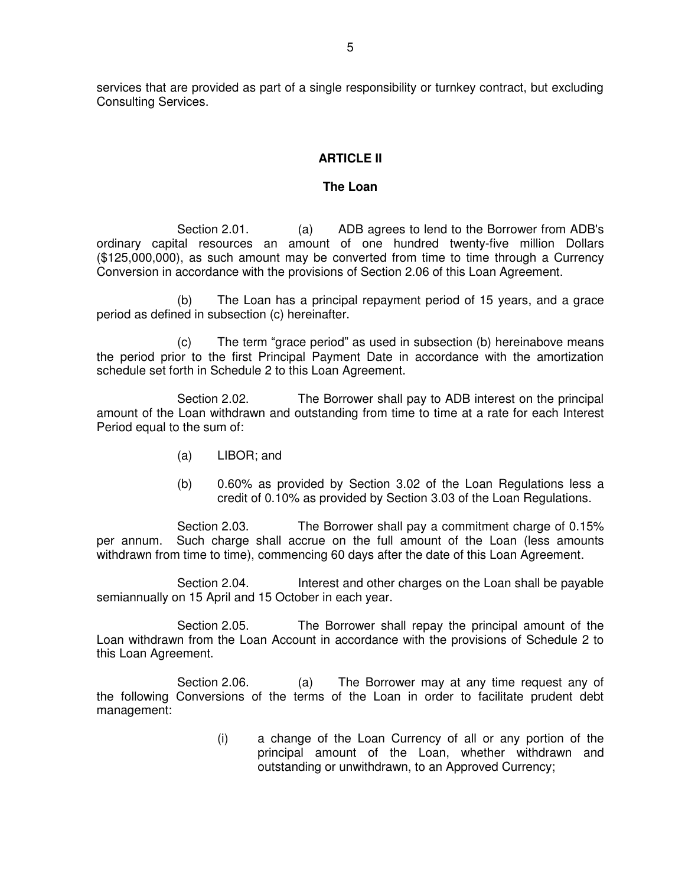services that are provided as part of a single responsibility or turnkey contract, but excluding Consulting Services.

## ARTICLE II

### The Loan

Section 2.01. (a) ADB agrees to lend to the Borrower from ADB's ordinary capital resources an amount of one hundred twenty-five million Dollars ($125,000,000), as such amount may be converted from time to time through a Currency Conversion in accordance with the provisions of Section 2.06 of this Loan Agreement.

(b) The Loan has a principal repayment period of 15 years, and a grace period as defined in subsection (c) hereinafter.

(c) The term "grace period" as used in subsection (b) hereinabove means the period prior to the first Principal Payment Date in accordance with the amortization schedule set forth in Schedule 2 to this Loan Agreement.

Section 2.02. The Borrower shall pay to ADB interest on the principal amount of the Loan withdrawn and outstanding from time to time at a rate for each Interest Period equal to the sum of:

(a) LIBOR; and

(b) 0.60% as provided by Section 3.02 of the Loan Regulations less a credit of 0.10% as provided by Section 3.03 of the Loan Regulations.

Section 2.03. The Borrower shall pay a commitment charge of 0.15% per annum. Such charge shall accrue on the full amount of the Loan (less amounts withdrawn from time to time), commencing 60 days after the date of this Loan Agreement.

Section 2.04. Interest and other charges on the Loan shall be payable semiannually on 15 April and 15 October in each year.

Section 2.05. The Borrower shall repay the principal amount of the Loan withdrawn from the Loan Account in accordance with the provisions of Schedule 2 to this Loan Agreement.

Section 2.06. (a) The Borrower may at any time request any of the following Conversions of the terms of the Loan in order to facilitate prudent debt management:

(i) a change of the Loan Currency of all or any portion of the principal amount of the Loan, whether withdrawn and outstanding or unwithdrawn, to an Approved Currency;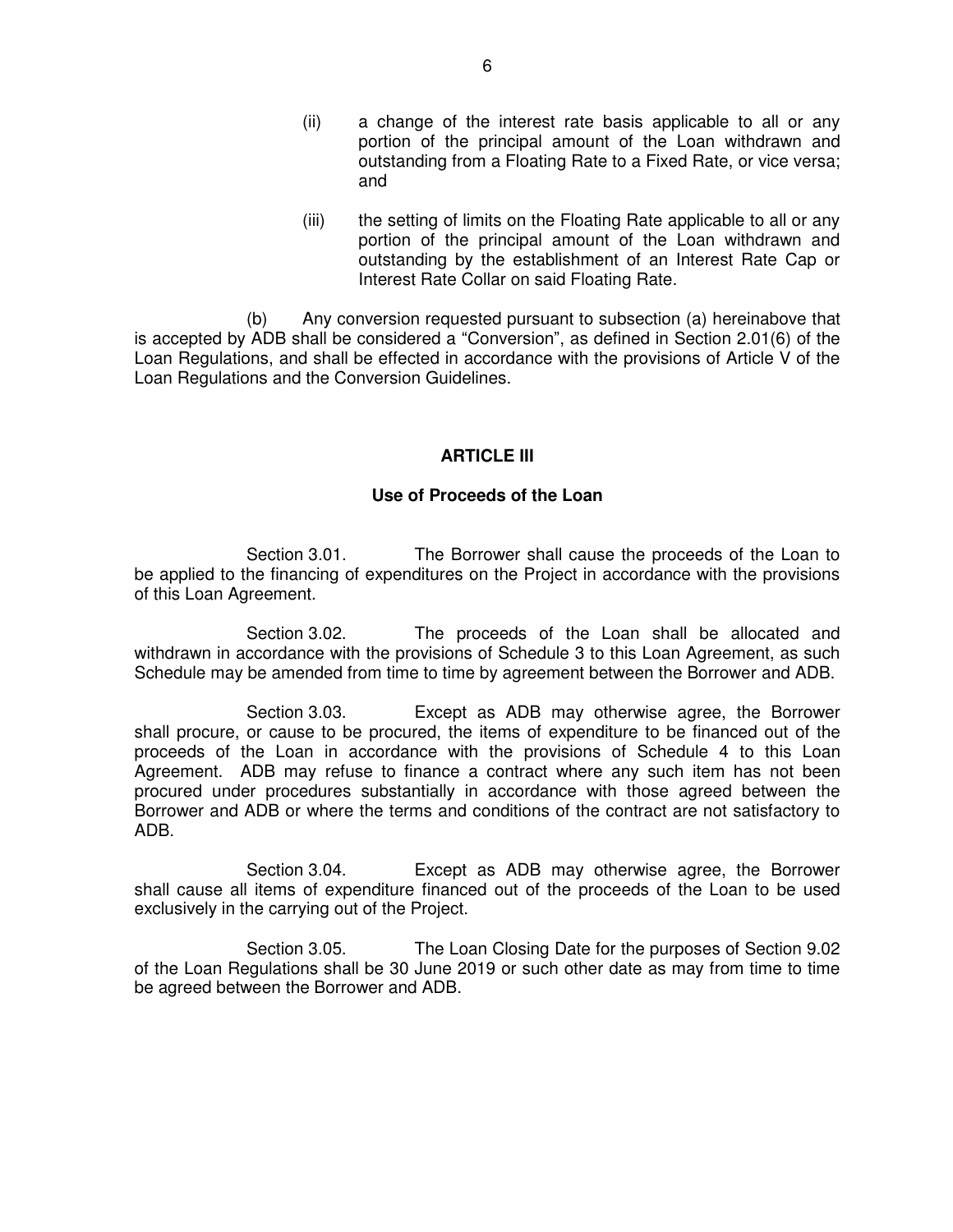(ii) a change of the interest rate basis applicable to all or any portion of the principal amount of the Loan withdrawn and outstanding from a Floating Rate to a Fixed Rate, or vice versa; and

(iii) the setting of limits on the Floating Rate applicable to all or any portion of the principal amount of the Loan withdrawn and outstanding by the establishment of an Interest Rate Cap or Interest Rate Collar on said Floating Rate.

(b) Any conversion requested pursuant to subsection (a) hereinabove that is accepted by ADB shall be considered a "Conversion", as defined in Section 2.01(6) of the Loan Regulations, and shall be effected in accordance with the provisions of Article V of the Loan Regulations and the Conversion Guidelines.

## ARTICLE III

### Use of Proceeds of the Loan

Section 3.01. The Borrower shall cause the proceeds of the Loan to be applied to the financing of expenditures on the Project in accordance with the provisions of this Loan Agreement.

Section 3.02. The proceeds of the Loan shall be allocated and withdrawn in accordance with the provisions of Schedule 3 to this Loan Agreement, as such Schedule may be amended from time to time by agreement between the Borrower and ADB.

Section 3.03. Except as ADB may otherwise agree, the Borrower shall procure, or cause to be procured, the items of expenditure to be financed out of the proceeds of the Loan in accordance with the provisions of Schedule 4 to this Loan Agreement. ADB may refuse to finance a contract where any such item has not been procured under procedures substantially in accordance with those agreed between the Borrower and ADB or where the terms and conditions of the contract are not satisfactory to ADB.

Section 3.04. Except as ADB may otherwise agree, the Borrower shall cause all items of expenditure financed out of the proceeds of the Loan to be used exclusively in the carrying out of the Project.

Section 3.05. The Loan Closing Date for the purposes of Section 9.02 of the Loan Regulations shall be 30 June 2019 or such other date as may from time to time be agreed between the Borrower and ADB.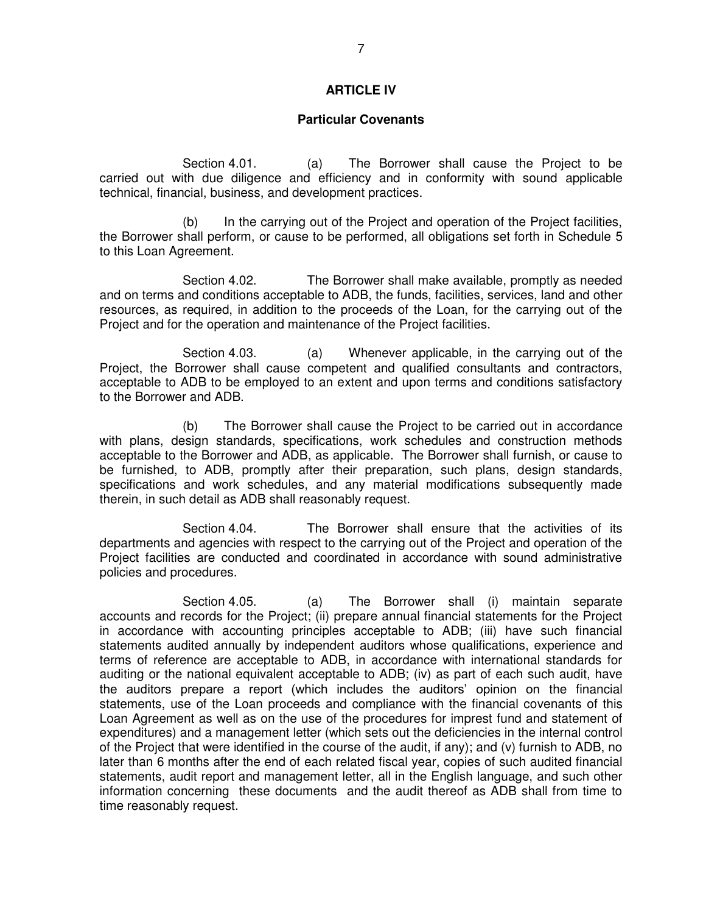## ARTICLE IV

### Particular Covenants

Section 4.01. (a) The Borrower shall cause the Project to be carried out with due diligence and efficiency and in conformity with sound applicable technical, financial, business, and development practices.

(b) In the carrying out of the Project and operation of the Project facilities, the Borrower shall perform, or cause to be performed, all obligations set forth in Schedule 5 to this Loan Agreement.

Section 4.02. The Borrower shall make available, promptly as needed and on terms and conditions acceptable to ADB, the funds, facilities, services, land and other resources, as required, in addition to the proceeds of the Loan, for the carrying out of the Project and for the operation and maintenance of the Project facilities.

Section 4.03. (a) Whenever applicable, in the carrying out of the Project, the Borrower shall cause competent and qualified consultants and contractors, acceptable to ADB to be employed to an extent and upon terms and conditions satisfactory to the Borrower and ADB.

(b) The Borrower shall cause the Project to be carried out in accordance with plans, design standards, specifications, work schedules and construction methods acceptable to the Borrower and ADB, as applicable. The Borrower shall furnish, or cause to be furnished, to ADB, promptly after their preparation, such plans, design standards, specifications and work schedules, and any material modifications subsequently made therein, in such detail as ADB shall reasonably request.

Section 4.04. The Borrower shall ensure that the activities of its departments and agencies with respect to the carrying out of the Project and operation of the Project facilities are conducted and coordinated in accordance with sound administrative policies and procedures.

Section 4.05. (a) The Borrower shall (i) maintain separate accounts and records for the Project; (ii) prepare annual financial statements for the Project in accordance with accounting principles acceptable to ADB; (iii) have such financial statements audited annually by independent auditors whose qualifications, experience and terms of reference are acceptable to ADB, in accordance with international standards for auditing or the national equivalent acceptable to ADB; (iv) as part of each such audit, have the auditors prepare a report (which includes the auditors' opinion on the financial statements, use of the Loan proceeds and compliance with the financial covenants of this Loan Agreement as well as on the use of the procedures for imprest fund and statement of expenditures) and a management letter (which sets out the deficiencies in the internal control of the Project that were identified in the course of the audit, if any); and (v) furnish to ADB, no later than 6 months after the end of each related fiscal year, copies of such audited financial statements, audit report and management letter, all in the English language, and such other information concerning these documents and the audit thereof as ADB shall from time to time reasonably request.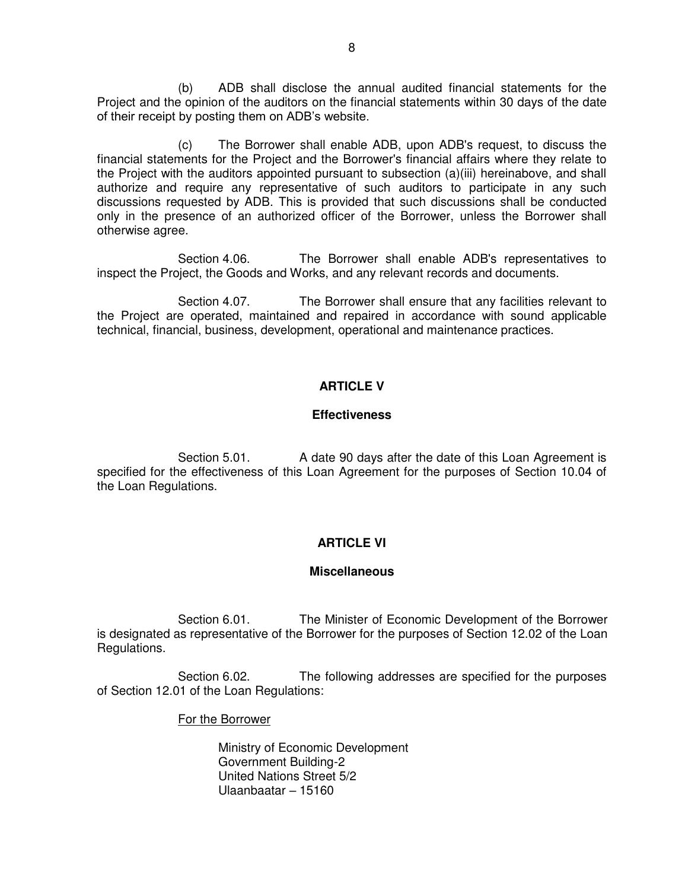(b) ADB shall disclose the annual audited financial statements for the Project and the opinion of the auditors on the financial statements within 30 days of the date of their receipt by posting them on ADB's website.

(c) The Borrower shall enable ADB, upon ADB's request, to discuss the financial statements for the Project and the Borrower's financial affairs where they relate to the Project with the auditors appointed pursuant to subsection (a)(iii) hereinabove, and shall authorize and require any representative of such auditors to participate in any such discussions requested by ADB. This is provided that such discussions shall be conducted only in the presence of an authorized officer of the Borrower, unless the Borrower shall otherwise agree.

Section 4.06. The Borrower shall enable ADB's representatives to inspect the Project, the Goods and Works, and any relevant records and documents.

Section 4.07. The Borrower shall ensure that any facilities relevant to the Project are operated, maintained and repaired in accordance with sound applicable technical, financial, business, development, operational and maintenance practices.

## ARTICLE V

### Effectiveness

Section 5.01. A date 90 days after the date of this Loan Agreement is specified for the effectiveness of this Loan Agreement for the purposes of Section 10.04 of the Loan Regulations.

## ARTICLE VI

### Miscellaneous

Section 6.01. The Minister of Economic Development of the Borrower is designated as representative of the Borrower for the purposes of Section 12.02 of the Loan Regulations.

Section 6.02. The following addresses are specified for the purposes of Section 12.01 of the Loan Regulations:

<u>For the Borrower</u>

Ministry of Economic Development
Government Building-2
United Nations Street 5/2
Ulaanbaatar – 15160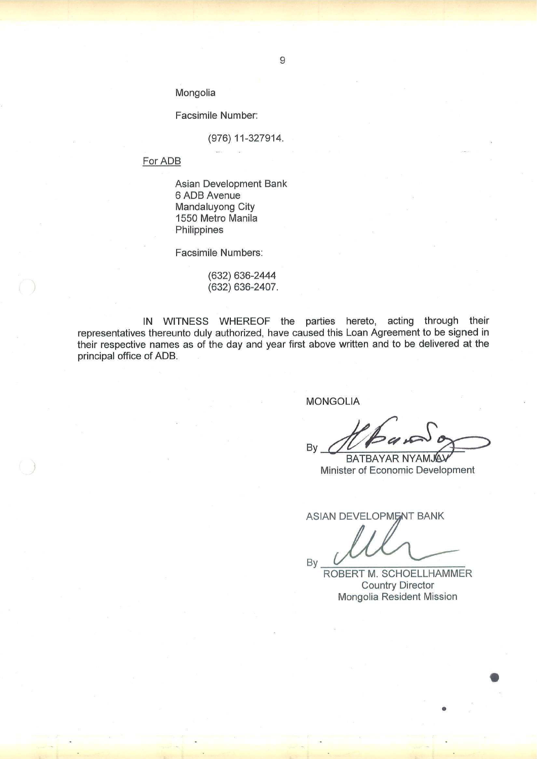Mongolia

Facsimile Number:

(976) 11-327914.

For ADB

Asian Development Bank
6 ADB Avenue
Mandaluyong City
1550 Metro Manila
Philippines

Facsimile Numbers:

(632) 636-2444
(632) 636-2407.

IN WITNESS WHEREOF the parties hereto, acting through their representatives thereunto duly authorized, have caused this Loan Agreement to be signed in their respective names as of the day and year first above written and to be delivered at the principal office of ADB.

MONGOLIA

By ______________________
BATBAYAR NYAMJAV
Minister of Economic Development

ASIAN DEVELOPMENT BANK

By ______________________
ROBERT M. SCHOELLHAMMER
Country Director
Mongolia Resident Mission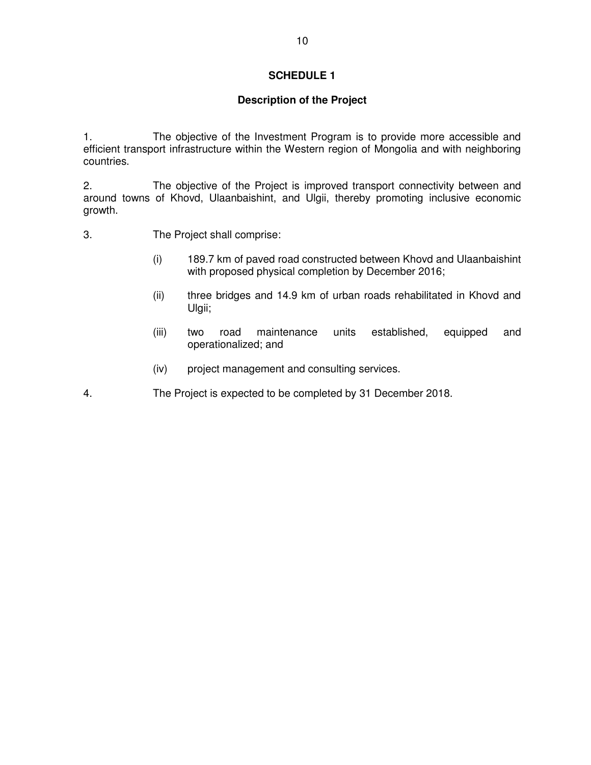# SCHEDULE 1

## Description of the Project

1. The objective of the Investment Program is to provide more accessible and efficient transport infrastructure within the Western region of Mongolia and with neighboring countries.

2. The objective of the Project is improved transport connectivity between and around towns of Khovd, Ulaanbaishint, and Ulgii, thereby promoting inclusive economic growth.

3. The Project shall comprise:

   (i) 189.7 km of paved road constructed between Khovd and Ulaanbaishint with proposed physical completion by December 2016;

   (ii) three bridges and 14.9 km of urban roads rehabilitated in Khovd and Ulgii;

   (iii) two road maintenance units established, equipped and operationalized; and

   (iv) project management and consulting services.

4. The Project is expected to be completed by 31 December 2018.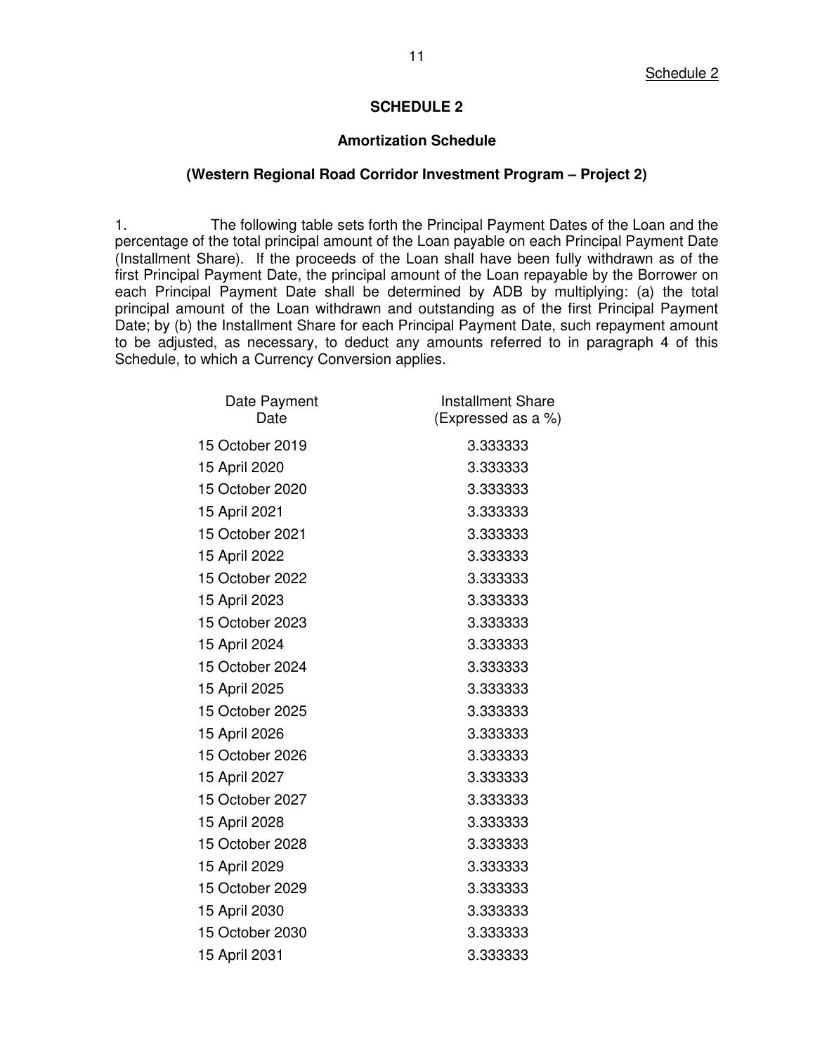Schedule 2

## SCHEDULE 2

### Amortization Schedule

### (Western Regional Road Corridor Investment Program – Project 2)

1. The following table sets forth the Principal Payment Dates of the Loan and the percentage of the total principal amount of the Loan payable on each Principal Payment Date (Installment Share). If the proceeds of the Loan shall have been fully withdrawn as of the first Principal Payment Date, the principal amount of the Loan repayable by the Borrower on each Principal Payment Date shall be determined by ADB by multiplying: (a) the total principal amount of the Loan withdrawn and outstanding as of the first Principal Payment Date; by (b) the Installment Share for each Principal Payment Date, such repayment amount to be adjusted, as necessary, to deduct any amounts referred to in paragraph 4 of this Schedule, to which a Currency Conversion applies.

| Date Payment Date | Installment Share (Expressed as a %) |
|---|---|
| 15 October 2019 | 3.333333 |
| 15 April 2020 | 3.333333 |
| 15 October 2020 | 3.333333 |
| 15 April 2021 | 3.333333 |
| 15 October 2021 | 3.333333 |
| 15 April 2022 | 3.333333 |
| 15 October 2022 | 3.333333 |
| 15 April 2023 | 3.333333 |
| 15 October 2023 | 3.333333 |
| 15 April 2024 | 3.333333 |
| 15 October 2024 | 3.333333 |
| 15 April 2025 | 3.333333 |
| 15 October 2025 | 3.333333 |
| 15 April 2026 | 3.333333 |
| 15 October 2026 | 3.333333 |
| 15 April 2027 | 3.333333 |
| 15 October 2027 | 3.333333 |
| 15 April 2028 | 3.333333 |
| 15 October 2028 | 3.333333 |
| 15 April 2029 | 3.333333 |
| 15 October 2029 | 3.333333 |
| 15 April 2030 | 3.333333 |
| 15 October 2030 | 3.333333 |
| 15 April 2031 | 3.333333 |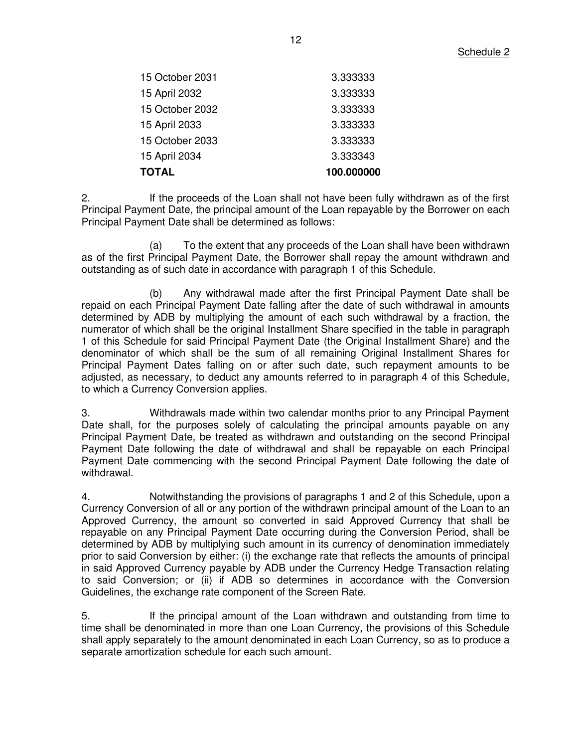Schedule 2

| | |
|---|---|
| 15 October 2031 | 3.333333 |
| 15 April 2032 | 3.333333 |
| 15 October 2032 | 3.333333 |
| 15 April 2033 | 3.333333 |
| 15 October 2033 | 3.333333 |
| 15 April 2034 | 3.333343 |
| **TOTAL** | **100.000000** |

2. If the proceeds of the Loan shall not have been fully withdrawn as of the first Principal Payment Date, the principal amount of the Loan repayable by the Borrower on each Principal Payment Date shall be determined as follows:

(a) To the extent that any proceeds of the Loan shall have been withdrawn as of the first Principal Payment Date, the Borrower shall repay the amount withdrawn and outstanding as of such date in accordance with paragraph 1 of this Schedule.

(b) Any withdrawal made after the first Principal Payment Date shall be repaid on each Principal Payment Date falling after the date of such withdrawal in amounts determined by ADB by multiplying the amount of each such withdrawal by a fraction, the numerator of which shall be the original Installment Share specified in the table in paragraph 1 of this Schedule for said Principal Payment Date (the Original Installment Share) and the denominator of which shall be the sum of all remaining Original Installment Shares for Principal Payment Dates falling on or after such date, such repayment amounts to be adjusted, as necessary, to deduct any amounts referred to in paragraph 4 of this Schedule, to which a Currency Conversion applies.

3. Withdrawals made within two calendar months prior to any Principal Payment Date shall, for the purposes solely of calculating the principal amounts payable on any Principal Payment Date, be treated as withdrawn and outstanding on the second Principal Payment Date following the date of withdrawal and shall be repayable on each Principal Payment Date commencing with the second Principal Payment Date following the date of withdrawal.

4. Notwithstanding the provisions of paragraphs 1 and 2 of this Schedule, upon a Currency Conversion of all or any portion of the withdrawn principal amount of the Loan to an Approved Currency, the amount so converted in said Approved Currency that shall be repayable on any Principal Payment Date occurring during the Conversion Period, shall be determined by ADB by multiplying such amount in its currency of denomination immediately prior to said Conversion by either: (i) the exchange rate that reflects the amounts of principal in said Approved Currency payable by ADB under the Currency Hedge Transaction relating to said Conversion; or (ii) if ADB so determines in accordance with the Conversion Guidelines, the exchange rate component of the Screen Rate.

5. If the principal amount of the Loan withdrawn and outstanding from time to time shall be denominated in more than one Loan Currency, the provisions of this Schedule shall apply separately to the amount denominated in each Loan Currency, so as to produce a separate amortization schedule for each such amount.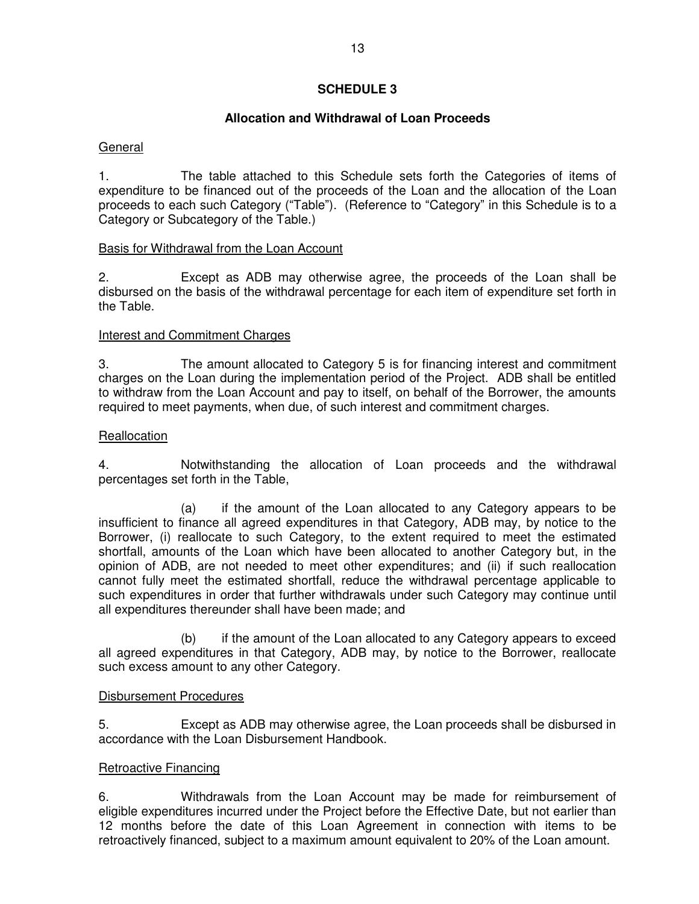# SCHEDULE 3

## Allocation and Withdrawal of Loan Proceeds

General

1. The table attached to this Schedule sets forth the Categories of items of expenditure to be financed out of the proceeds of the Loan and the allocation of the Loan proceeds to each such Category ("Table"). (Reference to "Category" in this Schedule is to a Category or Subcategory of the Table.)

Basis for Withdrawal from the Loan Account

2. Except as ADB may otherwise agree, the proceeds of the Loan shall be disbursed on the basis of the withdrawal percentage for each item of expenditure set forth in the Table.

Interest and Commitment Charges

3. The amount allocated to Category 5 is for financing interest and commitment charges on the Loan during the implementation period of the Project. ADB shall be entitled to withdraw from the Loan Account and pay to itself, on behalf of the Borrower, the amounts required to meet payments, when due, of such interest and commitment charges.

Reallocation

4. Notwithstanding the allocation of Loan proceeds and the withdrawal percentages set forth in the Table,

(a) if the amount of the Loan allocated to any Category appears to be insufficient to finance all agreed expenditures in that Category, ADB may, by notice to the Borrower, (i) reallocate to such Category, to the extent required to meet the estimated shortfall, amounts of the Loan which have been allocated to another Category but, in the opinion of ADB, are not needed to meet other expenditures; and (ii) if such reallocation cannot fully meet the estimated shortfall, reduce the withdrawal percentage applicable to such expenditures in order that further withdrawals under such Category may continue until all expenditures thereunder shall have been made; and

(b) if the amount of the Loan allocated to any Category appears to exceed all agreed expenditures in that Category, ADB may, by notice to the Borrower, reallocate such excess amount to any other Category.

Disbursement Procedures

5. Except as ADB may otherwise agree, the Loan proceeds shall be disbursed in accordance with the Loan Disbursement Handbook.

Retroactive Financing

6. Withdrawals from the Loan Account may be made for reimbursement of eligible expenditures incurred under the Project before the Effective Date, but not earlier than 12 months before the date of this Loan Agreement in connection with items to be retroactively financed, subject to a maximum amount equivalent to 20% of the Loan amount.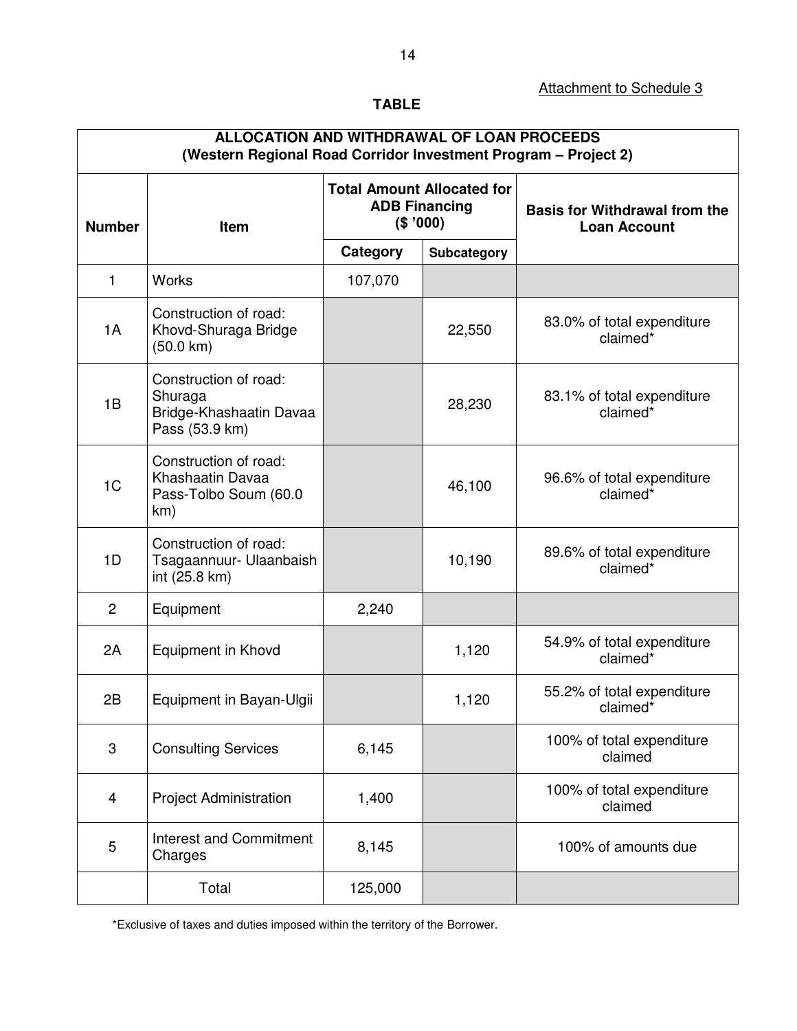Attachment to Schedule 3

**TABLE**

| ALLOCATION AND WITHDRAWAL OF LOAN PROCEEDS (Western Regional Road Corridor Investment Program – Project 2) | | | | |
|---|---|---|---|---|
| **Number** | **Item** | **Total Amount Allocated for ADB Financing ($ '000)** | | **Basis for Withdrawal from the Loan Account** |
| | | **Category** | **Subcategory** | |
| 1 | Works | 107,070 | | |
| 1A | Construction of road: Khovd-Shuraga Bridge (50.0 km) | | 22,550 | 83.0% of total expenditure claimed* |
| 1B | Construction of road: Shuraga Bridge-Khashaatin Davaa Pass (53.9 km) | | 28,230 | 83.1% of total expenditure claimed* |
| 1C | Construction of road: Khashaatin Davaa Pass-Tolbo Soum (60.0 km) | | 46,100 | 96.6% of total expenditure claimed* |
| 1D | Construction of road: Tsagaannuur- Ulaanbaish int (25.8 km) | | 10,190 | 89.6% of total expenditure claimed* |
| 2 | Equipment | 2,240 | | |
| 2A | Equipment in Khovd | | 1,120 | 54.9% of total expenditure claimed* |
| 2B | Equipment in Bayan-Ulgii | | 1,120 | 55.2% of total expenditure claimed* |
| 3 | Consulting Services | 6,145 | | 100% of total expenditure claimed |
| 4 | Project Administration | 1,400 | | 100% of total expenditure claimed |
| 5 | Interest and Commitment Charges | 8,145 | | 100% of amounts due |
| | Total | 125,000 | | |

*Exclusive of taxes and duties imposed within the territory of the Borrower.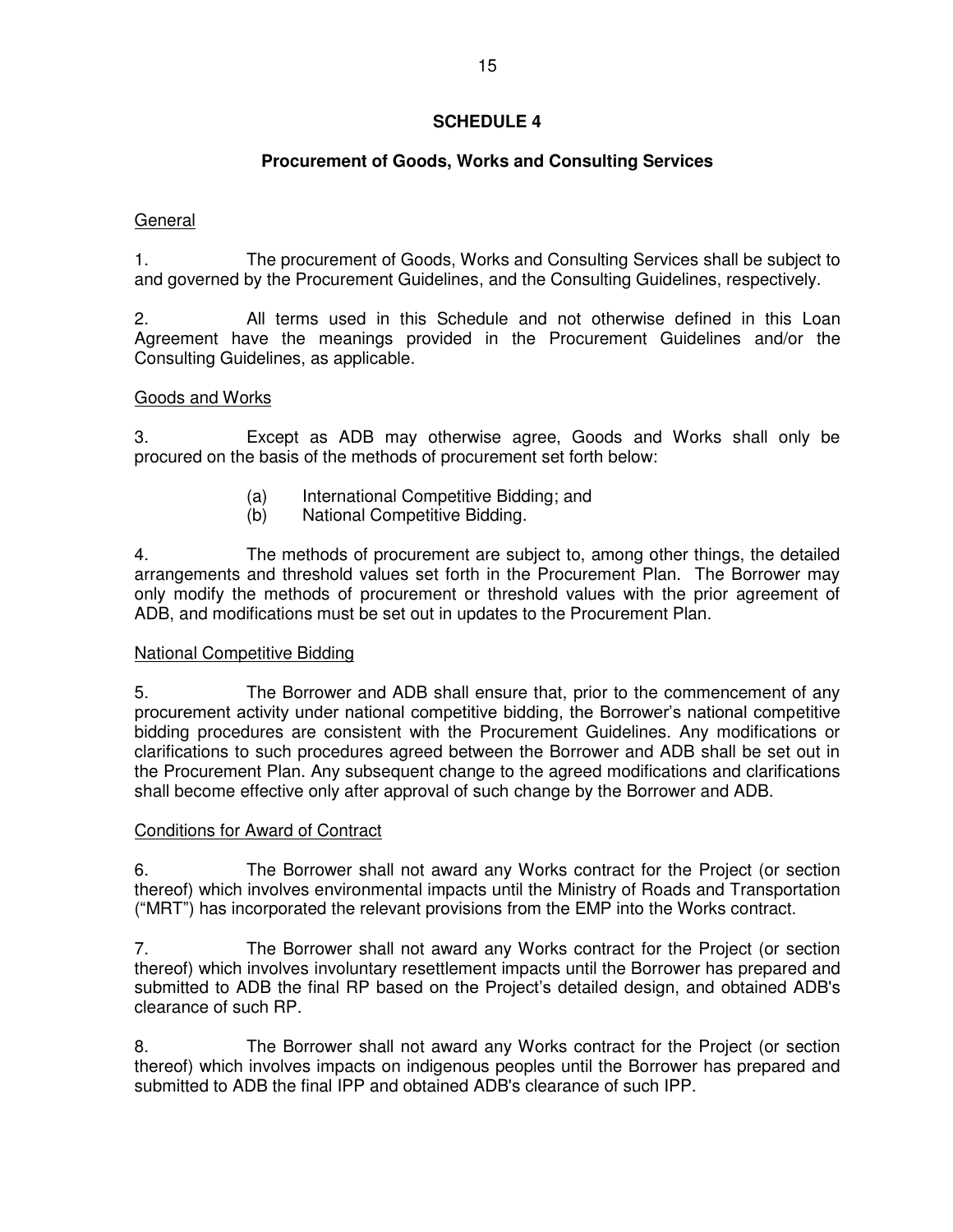# SCHEDULE 4

## Procurement of Goods, Works and Consulting Services

General

1. The procurement of Goods, Works and Consulting Services shall be subject to and governed by the Procurement Guidelines, and the Consulting Guidelines, respectively.

2. All terms used in this Schedule and not otherwise defined in this Loan Agreement have the meanings provided in the Procurement Guidelines and/or the Consulting Guidelines, as applicable.

Goods and Works

3. Except as ADB may otherwise agree, Goods and Works shall only be procured on the basis of the methods of procurement set forth below:

(a) International Competitive Bidding; and
(b) National Competitive Bidding.

4. The methods of procurement are subject to, among other things, the detailed arrangements and threshold values set forth in the Procurement Plan. The Borrower may only modify the methods of procurement or threshold values with the prior agreement of ADB, and modifications must be set out in updates to the Procurement Plan.

National Competitive Bidding

5. The Borrower and ADB shall ensure that, prior to the commencement of any procurement activity under national competitive bidding, the Borrower's national competitive bidding procedures are consistent with the Procurement Guidelines. Any modifications or clarifications to such procedures agreed between the Borrower and ADB shall be set out in the Procurement Plan. Any subsequent change to the agreed modifications and clarifications shall become effective only after approval of such change by the Borrower and ADB.

Conditions for Award of Contract

6. The Borrower shall not award any Works contract for the Project (or section thereof) which involves environmental impacts until the Ministry of Roads and Transportation ("MRT") has incorporated the relevant provisions from the EMP into the Works contract.

7. The Borrower shall not award any Works contract for the Project (or section thereof) which involves involuntary resettlement impacts until the Borrower has prepared and submitted to ADB the final RP based on the Project's detailed design, and obtained ADB's clearance of such RP.

8. The Borrower shall not award any Works contract for the Project (or section thereof) which involves impacts on indigenous peoples until the Borrower has prepared and submitted to ADB the final IPP and obtained ADB's clearance of such IPP.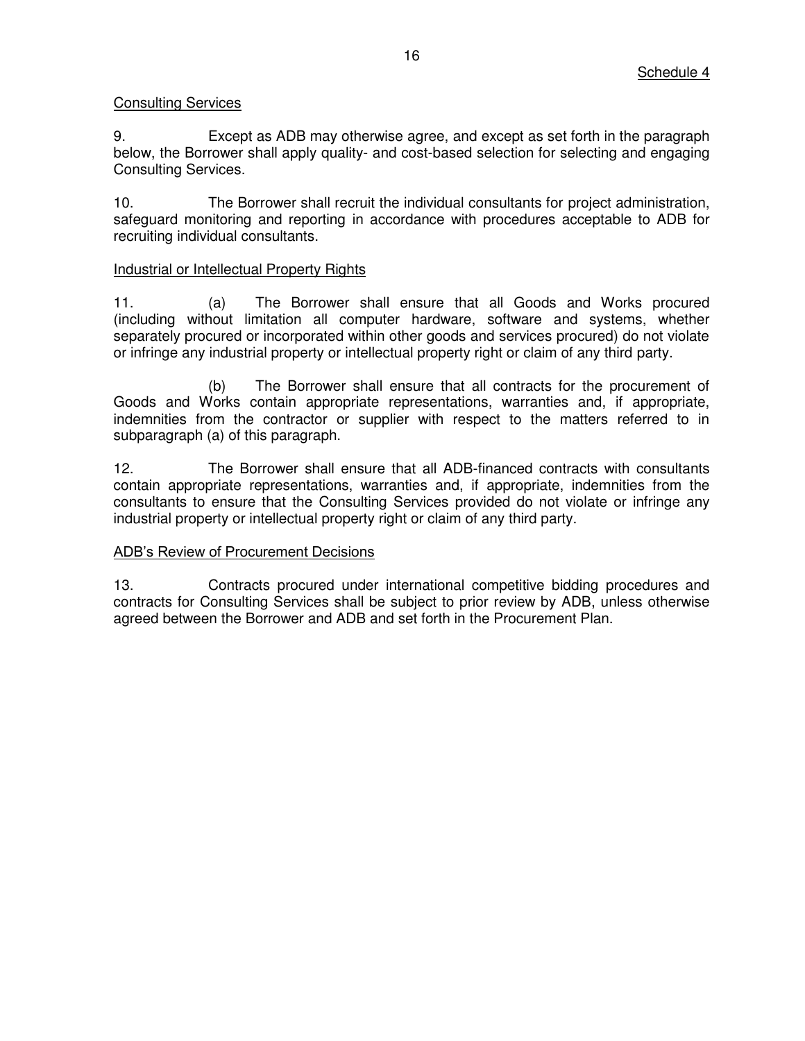Schedule 4

Consulting Services

9. Except as ADB may otherwise agree, and except as set forth in the paragraph below, the Borrower shall apply quality- and cost-based selection for selecting and engaging Consulting Services.

10. The Borrower shall recruit the individual consultants for project administration, safeguard monitoring and reporting in accordance with procedures acceptable to ADB for recruiting individual consultants.

Industrial or Intellectual Property Rights

11. (a) The Borrower shall ensure that all Goods and Works procured (including without limitation all computer hardware, software and systems, whether separately procured or incorporated within other goods and services procured) do not violate or infringe any industrial property or intellectual property right or claim of any third party.

(b) The Borrower shall ensure that all contracts for the procurement of Goods and Works contain appropriate representations, warranties and, if appropriate, indemnities from the contractor or supplier with respect to the matters referred to in subparagraph (a) of this paragraph.

12. The Borrower shall ensure that all ADB-financed contracts with consultants contain appropriate representations, warranties and, if appropriate, indemnities from the consultants to ensure that the Consulting Services provided do not violate or infringe any industrial property or intellectual property right or claim of any third party.

ADB's Review of Procurement Decisions

13. Contracts procured under international competitive bidding procedures and contracts for Consulting Services shall be subject to prior review by ADB, unless otherwise agreed between the Borrower and ADB and set forth in the Procurement Plan.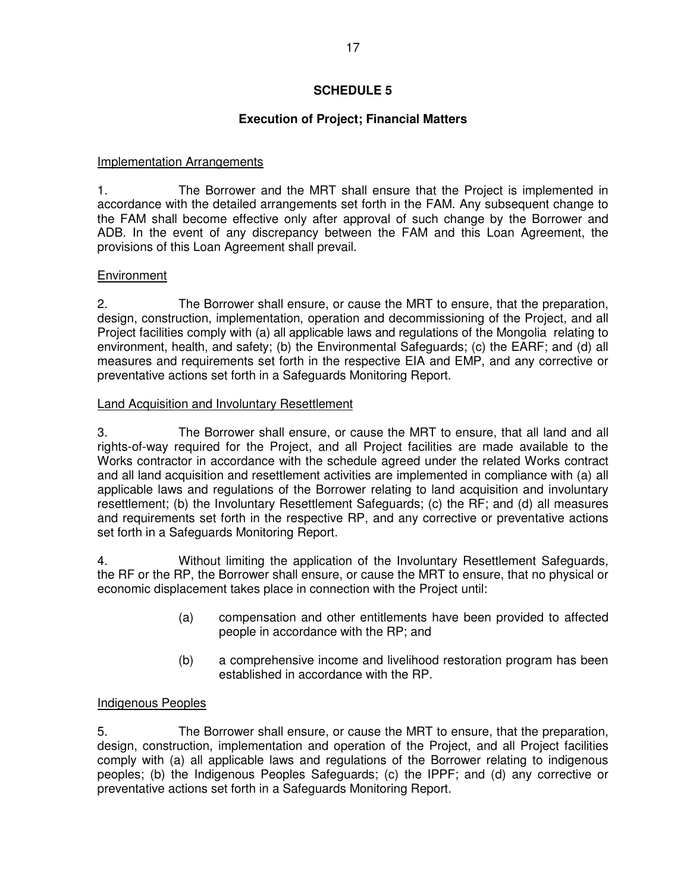# SCHEDULE 5

## Execution of Project; Financial Matters

Implementation Arrangements

1. The Borrower and the MRT shall ensure that the Project is implemented in accordance with the detailed arrangements set forth in the FAM. Any subsequent change to the FAM shall become effective only after approval of such change by the Borrower and ADB. In the event of any discrepancy between the FAM and this Loan Agreement, the provisions of this Loan Agreement shall prevail.

Environment

2. The Borrower shall ensure, or cause the MRT to ensure, that the preparation, design, construction, implementation, operation and decommissioning of the Project, and all Project facilities comply with (a) all applicable laws and regulations of the Mongolia relating to environment, health, and safety; (b) the Environmental Safeguards; (c) the EARF; and (d) all measures and requirements set forth in the respective EIA and EMP, and any corrective or preventative actions set forth in a Safeguards Monitoring Report.

Land Acquisition and Involuntary Resettlement

3. The Borrower shall ensure, or cause the MRT to ensure, that all land and all rights-of-way required for the Project, and all Project facilities are made available to the Works contractor in accordance with the schedule agreed under the related Works contract and all land acquisition and resettlement activities are implemented in compliance with (a) all applicable laws and regulations of the Borrower relating to land acquisition and involuntary resettlement; (b) the Involuntary Resettlement Safeguards; (c) the RF; and (d) all measures and requirements set forth in the respective RP, and any corrective or preventative actions set forth in a Safeguards Monitoring Report.

4. Without limiting the application of the Involuntary Resettlement Safeguards, the RF or the RP, the Borrower shall ensure, or cause the MRT to ensure, that no physical or economic displacement takes place in connection with the Project until:

(a) compensation and other entitlements have been provided to affected people in accordance with the RP; and

(b) a comprehensive income and livelihood restoration program has been established in accordance with the RP.

Indigenous Peoples

5. The Borrower shall ensure, or cause the MRT to ensure, that the preparation, design, construction, implementation and operation of the Project, and all Project facilities comply with (a) all applicable laws and regulations of the Borrower relating to indigenous peoples; (b) the Indigenous Peoples Safeguards; (c) the IPPF; and (d) any corrective or preventative actions set forth in a Safeguards Monitoring Report.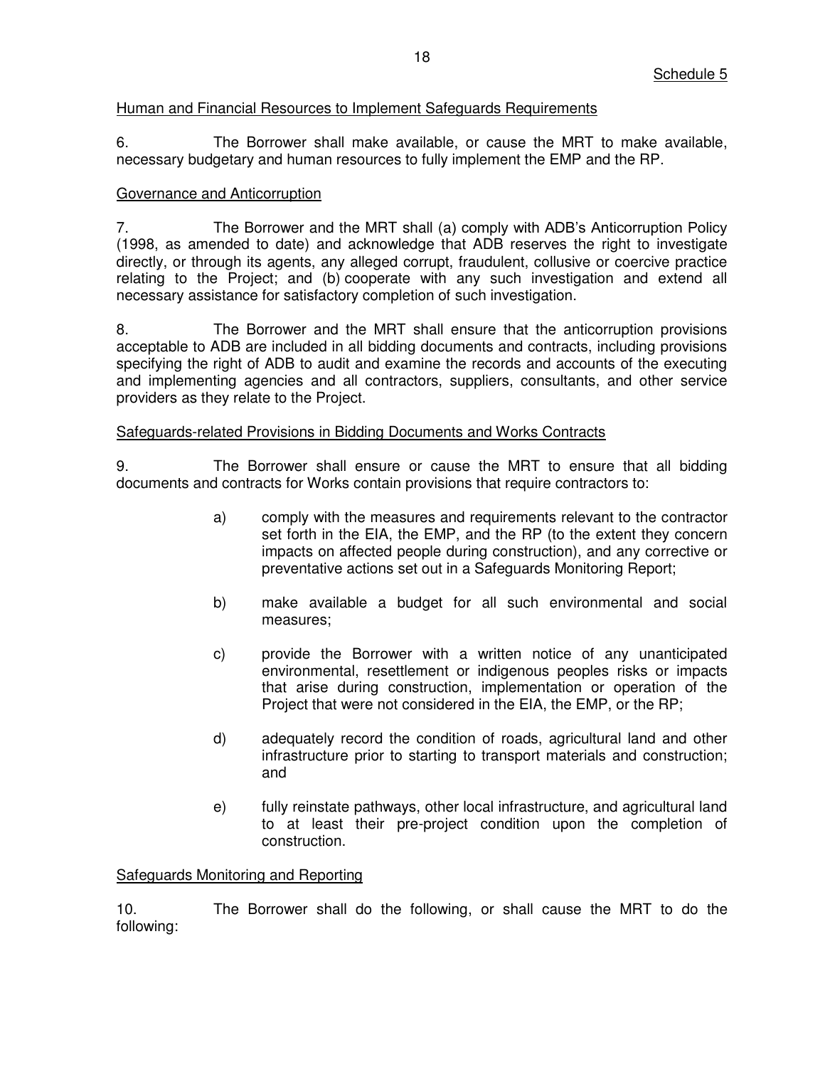Schedule 5

Human and Financial Resources to Implement Safeguards Requirements

6. The Borrower shall make available, or cause the MRT to make available, necessary budgetary and human resources to fully implement the EMP and the RP.

Governance and Anticorruption

7. The Borrower and the MRT shall (a) comply with ADB's Anticorruption Policy (1998, as amended to date) and acknowledge that ADB reserves the right to investigate directly, or through its agents, any alleged corrupt, fraudulent, collusive or coercive practice relating to the Project; and (b) cooperate with any such investigation and extend all necessary assistance for satisfactory completion of such investigation.

8. The Borrower and the MRT shall ensure that the anticorruption provisions acceptable to ADB are included in all bidding documents and contracts, including provisions specifying the right of ADB to audit and examine the records and accounts of the executing and implementing agencies and all contractors, suppliers, consultants, and other service providers as they relate to the Project.

Safeguards-related Provisions in Bidding Documents and Works Contracts

9. The Borrower shall ensure or cause the MRT to ensure that all bidding documents and contracts for Works contain provisions that require contractors to:

a) comply with the measures and requirements relevant to the contractor set forth in the EIA, the EMP, and the RP (to the extent they concern impacts on affected people during construction), and any corrective or preventative actions set out in a Safeguards Monitoring Report;

b) make available a budget for all such environmental and social measures;

c) provide the Borrower with a written notice of any unanticipated environmental, resettlement or indigenous peoples risks or impacts that arise during construction, implementation or operation of the Project that were not considered in the EIA, the EMP, or the RP;

d) adequately record the condition of roads, agricultural land and other infrastructure prior to starting to transport materials and construction; and

e) fully reinstate pathways, other local infrastructure, and agricultural land to at least their pre-project condition upon the completion of construction.

Safeguards Monitoring and Reporting

10. The Borrower shall do the following, or shall cause the MRT to do the following: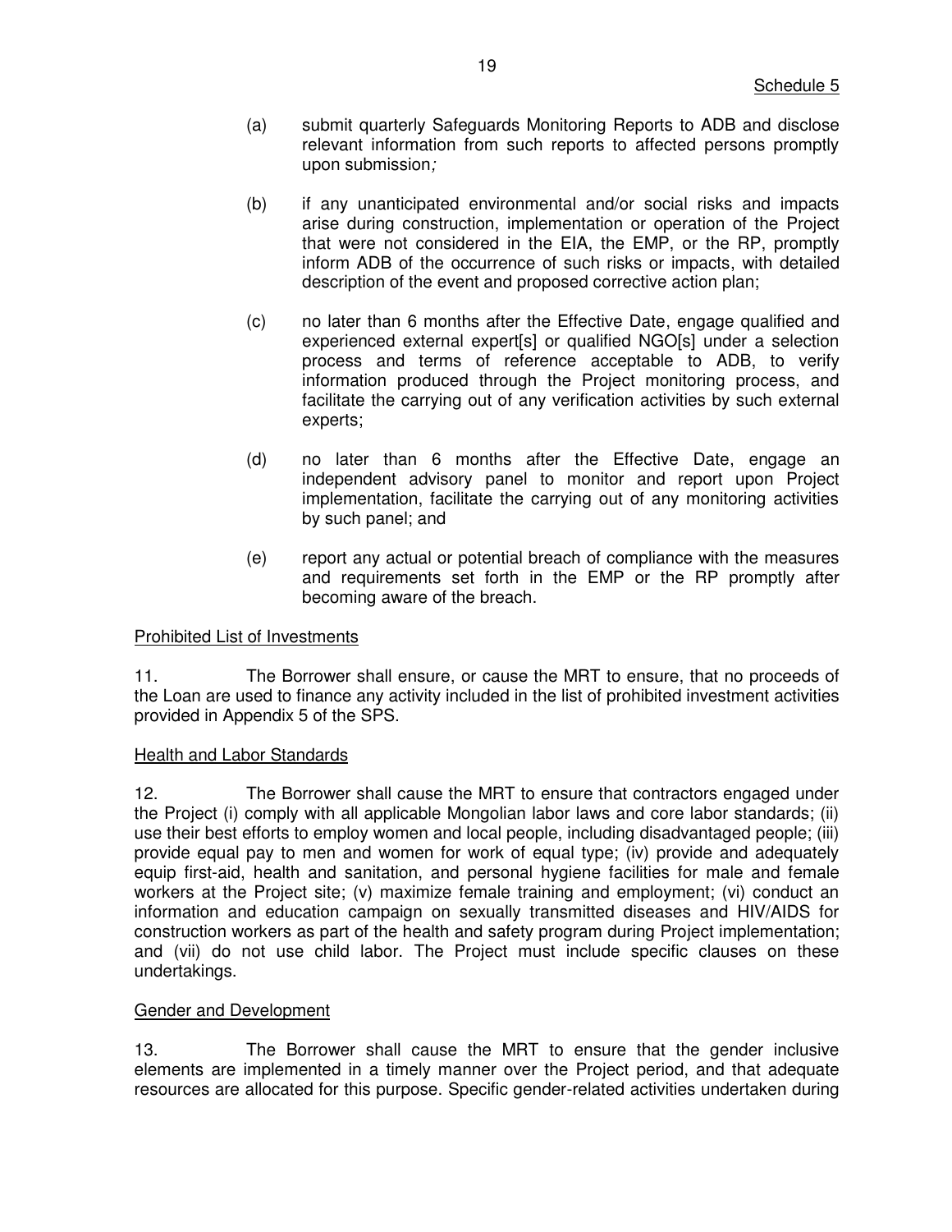Schedule 5

(a) submit quarterly Safeguards Monitoring Reports to ADB and disclose relevant information from such reports to affected persons promptly upon submission;

(b) if any unanticipated environmental and/or social risks and impacts arise during construction, implementation or operation of the Project that were not considered in the EIA, the EMP, or the RP, promptly inform ADB of the occurrence of such risks or impacts, with detailed description of the event and proposed corrective action plan;

(c) no later than 6 months after the Effective Date, engage qualified and experienced external expert[s] or qualified NGO[s] under a selection process and terms of reference acceptable to ADB, to verify information produced through the Project monitoring process, and facilitate the carrying out of any verification activities by such external experts;

(d) no later than 6 months after the Effective Date, engage an independent advisory panel to monitor and report upon Project implementation, facilitate the carrying out of any monitoring activities by such panel; and

(e) report any actual or potential breach of compliance with the measures and requirements set forth in the EMP or the RP promptly after becoming aware of the breach.

Prohibited List of Investments

11. The Borrower shall ensure, or cause the MRT to ensure, that no proceeds of the Loan are used to finance any activity included in the list of prohibited investment activities provided in Appendix 5 of the SPS.

Health and Labor Standards

12. The Borrower shall cause the MRT to ensure that contractors engaged under the Project (i) comply with all applicable Mongolian labor laws and core labor standards; (ii) use their best efforts to employ women and local people, including disadvantaged people; (iii) provide equal pay to men and women for work of equal type; (iv) provide and adequately equip first-aid, health and sanitation, and personal hygiene facilities for male and female workers at the Project site; (v) maximize female training and employment; (vi) conduct an information and education campaign on sexually transmitted diseases and HIV/AIDS for construction workers as part of the health and safety program during Project implementation; and (vii) do not use child labor. The Project must include specific clauses on these undertakings.

Gender and Development

13. The Borrower shall cause the MRT to ensure that the gender inclusive elements are implemented in a timely manner over the Project period, and that adequate resources are allocated for this purpose. Specific gender-related activities undertaken during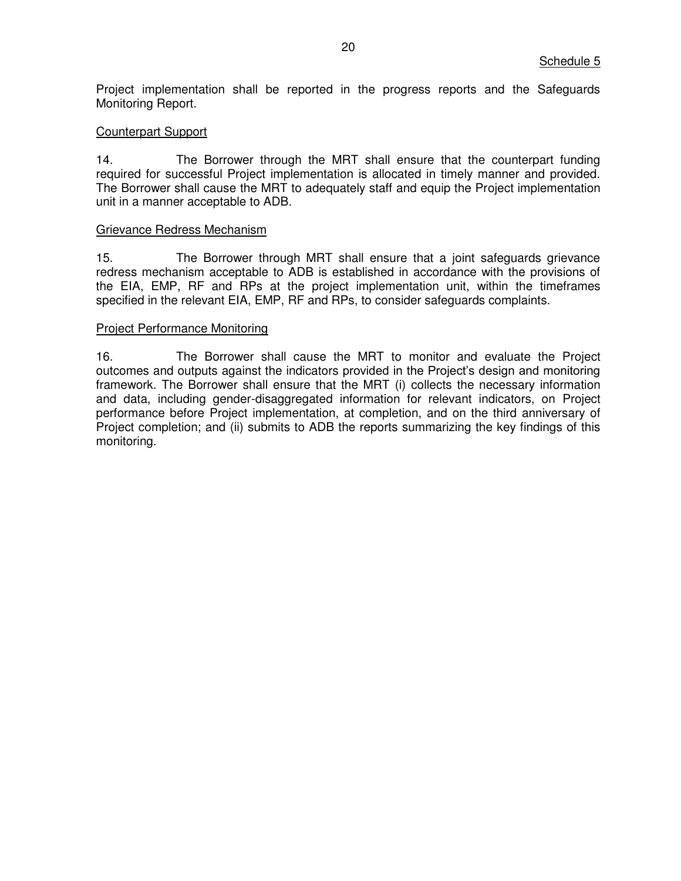Schedule 5

Project implementation shall be reported in the progress reports and the Safeguards Monitoring Report.

Counterpart Support

14. The Borrower through the MRT shall ensure that the counterpart funding required for successful Project implementation is allocated in timely manner and provided. The Borrower shall cause the MRT to adequately staff and equip the Project implementation unit in a manner acceptable to ADB.

Grievance Redress Mechanism

15. The Borrower through MRT shall ensure that a joint safeguards grievance redress mechanism acceptable to ADB is established in accordance with the provisions of the EIA, EMP, RF and RPs at the project implementation unit, within the timeframes specified in the relevant EIA, EMP, RF and RPs, to consider safeguards complaints.

Project Performance Monitoring

16. The Borrower shall cause the MRT to monitor and evaluate the Project outcomes and outputs against the indicators provided in the Project's design and monitoring framework. The Borrower shall ensure that the MRT (i) collects the necessary information and data, including gender-disaggregated information for relevant indicators, on Project performance before Project implementation, at completion, and on the third anniversary of Project completion; and (ii) submits to ADB the reports summarizing the key findings of this monitoring.